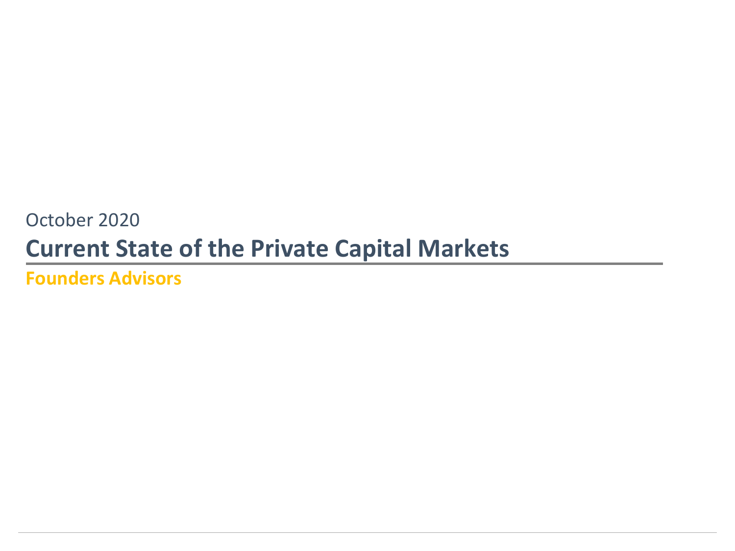October 2020

# Current State of the Private Capital Markets

**Founders Advisors**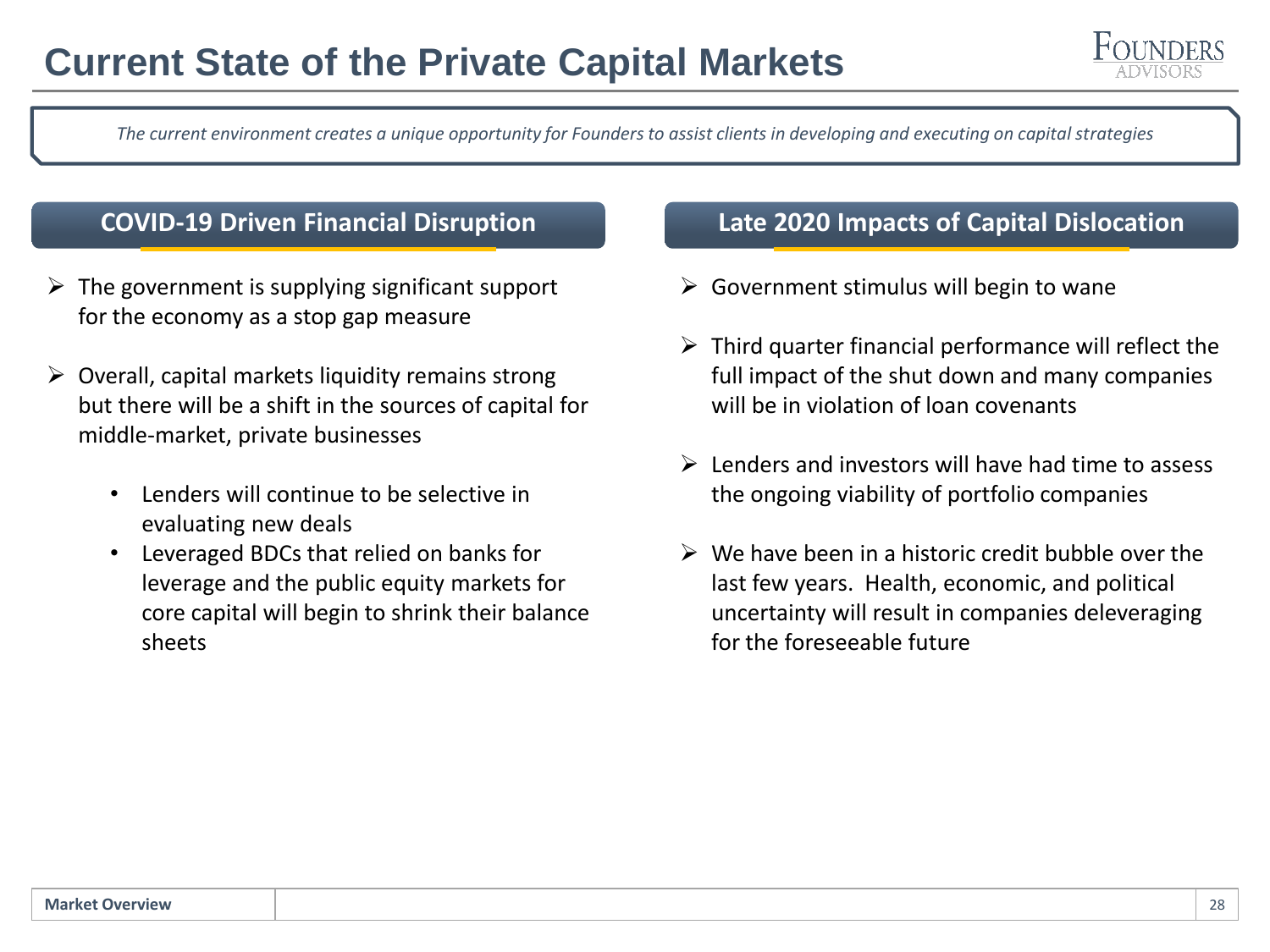# Current State of the Private Capital Markets

*The current environment creates a unique opportunity for Founders to assist clients in developing and executing on capital strategies*

## COVID-19 Driven Financial Disruption

- The government is supplying significant support for the economy as a stop gap measure
- Overall, capital markets liquidity remains strong but there will be a shift in the sources of capital for middle-market, private businesses
  - Lenders will continue to be selective in evaluating new deals
  - Leveraged BDCs that relied on banks for leverage and the public equity markets for core capital will begin to shrink their balance sheets

## Late 2020 Impacts of Capital Dislocation

- Government stimulus will begin to wane
- Third quarter financial performance will reflect the full impact of the shut down and many companies will be in violation of loan covenants
- Lenders and investors will have had time to assess the ongoing viability of portfolio companies
- We have been in a historic credit bubble over the last few years. Health, economic, and political uncertainty will result in companies deleveraging for the foreseeable future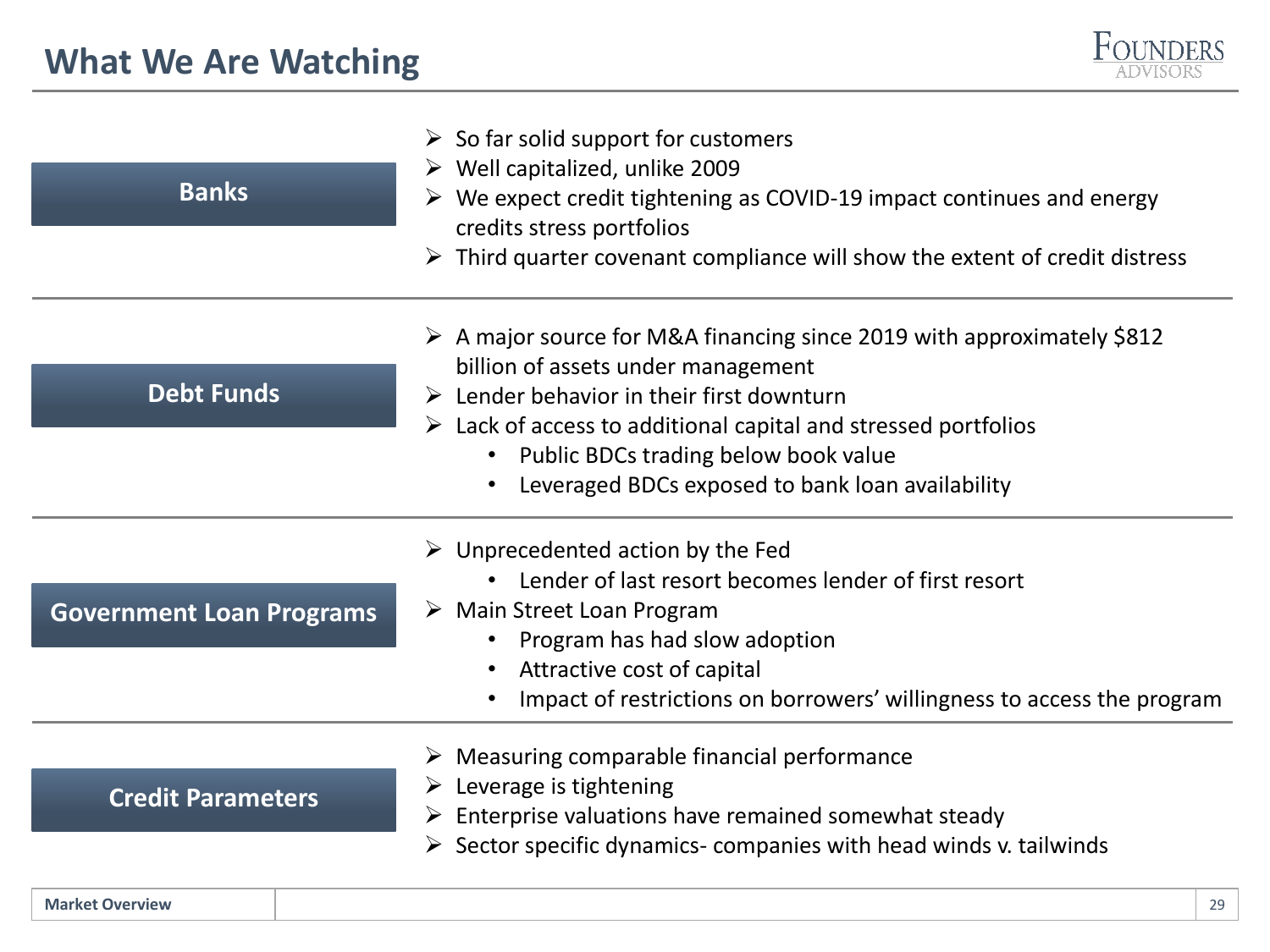# What We Are Watching

## Banks

- So far solid support for customers
- Well capitalized, unlike 2009
- We expect credit tightening as COVID-19 impact continues and energy credits stress portfolios
- Third quarter covenant compliance will show the extent of credit distress

## Debt Funds

- A major source for M&A financing since 2019 with approximately $812 billion of assets under management
- Lender behavior in their first downturn
- Lack of access to additional capital and stressed portfolios
  - Public BDCs trading below book value
  - Leveraged BDCs exposed to bank loan availability

## Government Loan Programs

- Unprecedented action by the Fed
  - Lender of last resort becomes lender of first resort
- Main Street Loan Program
  - Program has had slow adoption
  - Attractive cost of capital
  - Impact of restrictions on borrowers' willingness to access the program

## Credit Parameters

- Measuring comparable financial performance
- Leverage is tightening
- Enterprise valuations have remained somewhat steady
- Sector specific dynamics- companies with head winds v. tailwinds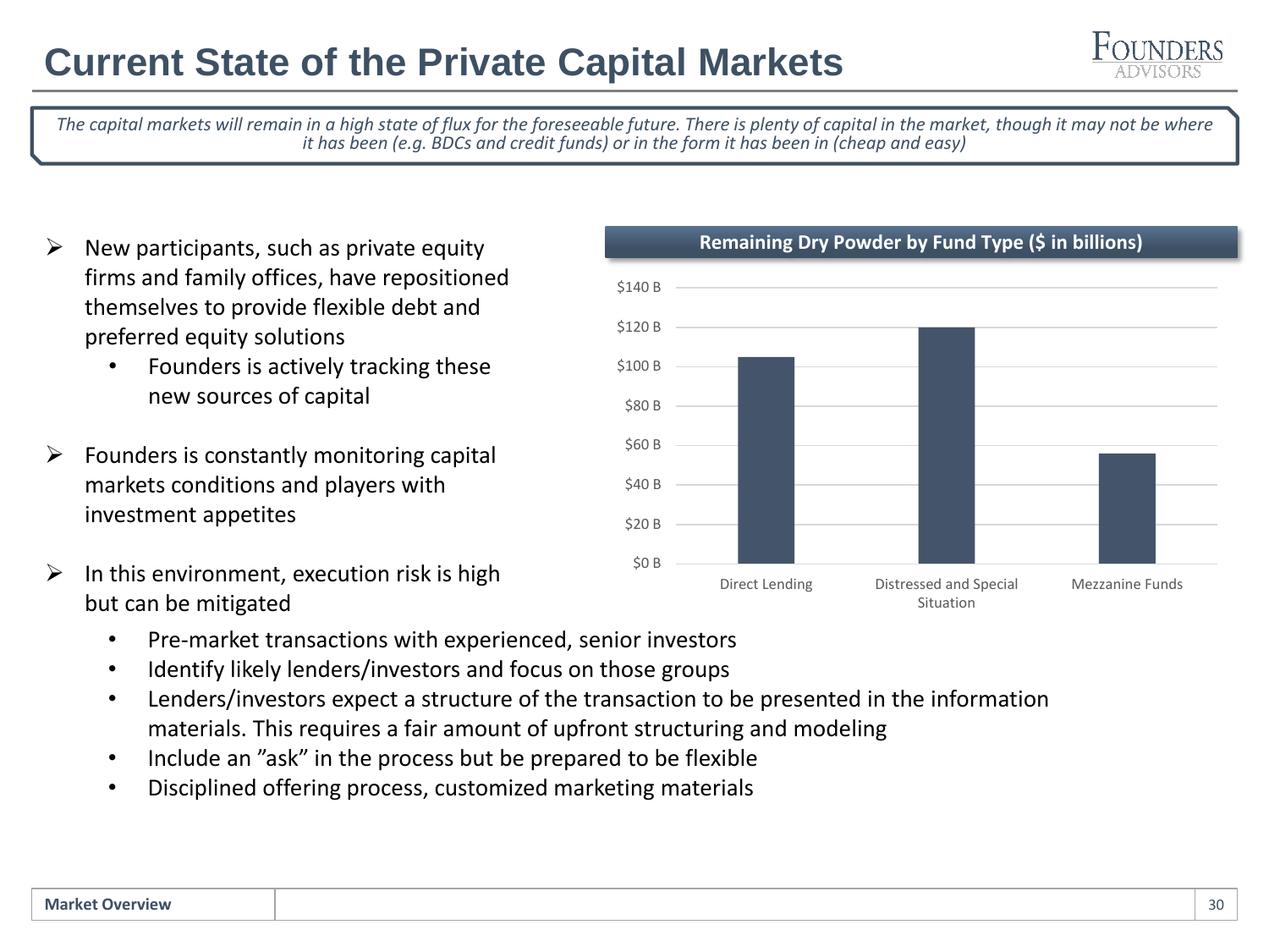# Current State of the Private Capital Markets

*The capital markets will remain in a high state of flux for the foreseeable future. There is plenty of capital in the market, though it may not be where it has been (e.g. BDCs and credit funds) or in the form it has been in (cheap and easy)*

- New participants, such as private equity firms and family offices, have repositioned themselves to provide flexible debt and preferred equity solutions
  - Founders is actively tracking these new sources of capital
- Founders is constantly monitoring capital markets conditions and players with investment appetites
- In this environment, execution risk is high but can be mitigated
  - Pre-market transactions with experienced, senior investors
  - Identify likely lenders/investors and focus on those groups
  - Lenders/investors expect a structure of the transaction to be presented in the information materials. This requires a fair amount of upfront structuring and modeling
  - Include an "ask" in the process but be prepared to be flexible
  - Disciplined offering process, customized marketing materials

**Remaining Dry Powder by Fund Type ($ in billions)**

| Fund Type | Remaining Dry Powder |
|---|---|
| Direct Lending | ~$105 B |
| Distressed and Special Situation | ~$120 B |
| Mezzanine Funds | ~$56 B |

Market Overview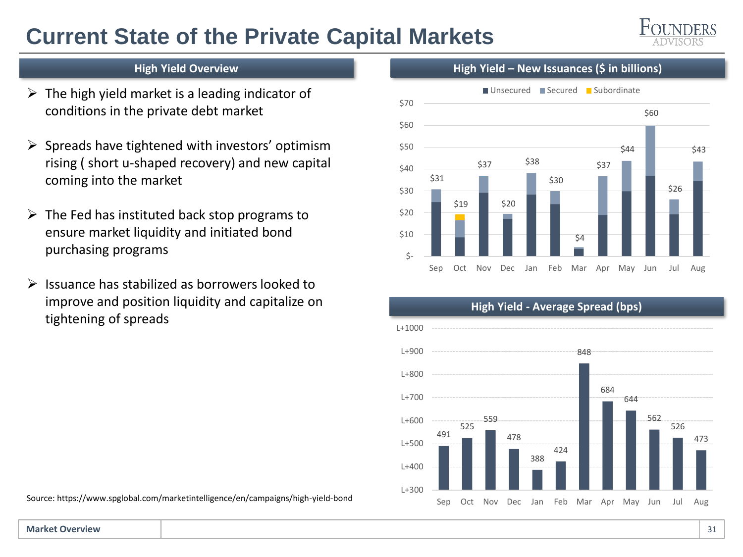# Current State of the Private Capital Markets

## High Yield Overview

- The high yield market is a leading indicator of conditions in the private debt market
- Spreads have tightened with investors' optimism rising ( short u-shaped recovery) and new capital coming into the market
- The Fed has instituted back stop programs to ensure market liquidity and initiated bond purchasing programs
- Issuance has stabilized as borrowers looked to improve and position liquidity and capitalize on tightening of spreads

Source: https://www.spglobal.com/marketintelligence/en/campaigns/high-yield-bond

## High Yield – New Issuances ($ in billions)

Legend: Unsecured, Secured, Subordinate

| Month | Total |
|---|---|
| Sep | $31 |
| Oct | $19 |
| Nov | $37 |
| Dec | $20 |
| Jan | $38 |
| Feb | $30 |
| Mar | $4 |
| Apr | $37 |
| May | $44 |
| Jun | $60 |
| Jul | $26 |
| Aug | $43 |

## High Yield - Average Spread (bps)

| Month | Spread |
|---|---|
| Sep | 491 |
| Oct | 525 |
| Nov | 559 |
| Dec | 478 |
| Jan | 388 |
| Feb | 424 |
| Mar | 848 |
| Apr | 684 |
| May | 644 |
| Jun | 562 |
| Jul | 526 |
| Aug | 473 |

Market Overview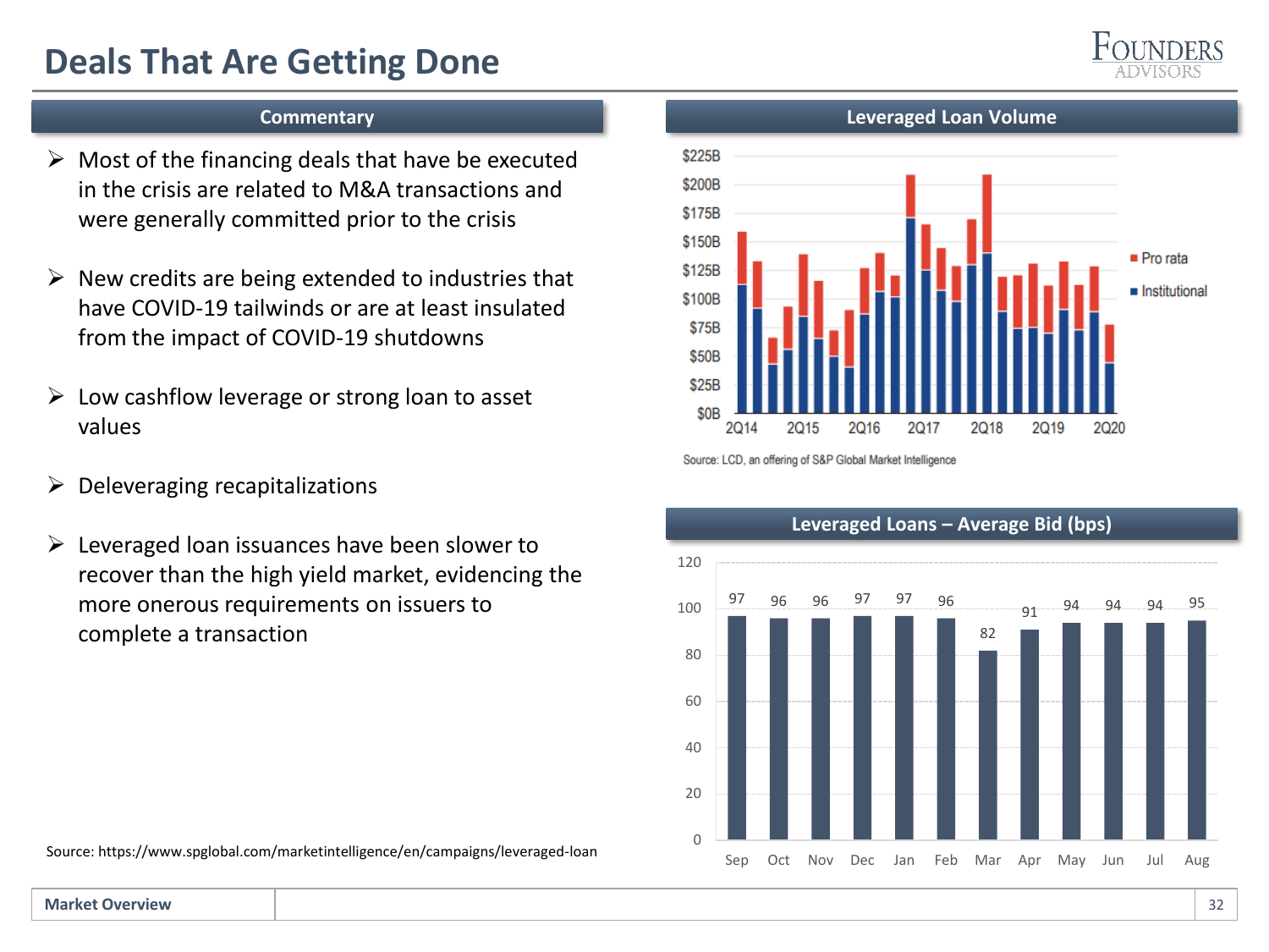# Deals That Are Getting Done

## Commentary

- Most of the financing deals that have be executed in the crisis are related to M&A transactions and were generally committed prior to the crisis
- New credits are being extended to industries that have COVID-19 tailwinds or are at least insulated from the impact of COVID-19 shutdowns
- Low cashflow leverage or strong loan to asset values
- Deleveraging recapitalizations
- Leveraged loan issuances have been slower to recover than the high yield market, evidencing the more onerous requirements on issuers to complete a transaction

Source: https://www.spglobal.com/marketintelligence/en/campaigns/leveraged-loan

## Leveraged Loan Volume

Source: LCD, an offering of S&P Global Market Intelligence

## Leveraged Loans – Average Bid (bps)

| Sep | Oct | Nov | Dec | Jan | Feb | Mar | Apr | May | Jun | Jul | Aug |
|---|---|---|---|---|---|---|---|---|---|---|---|
| 97 | 96 | 96 | 97 | 97 | 96 | 82 | 91 | 94 | 94 | 94 | 95 |

Market Overview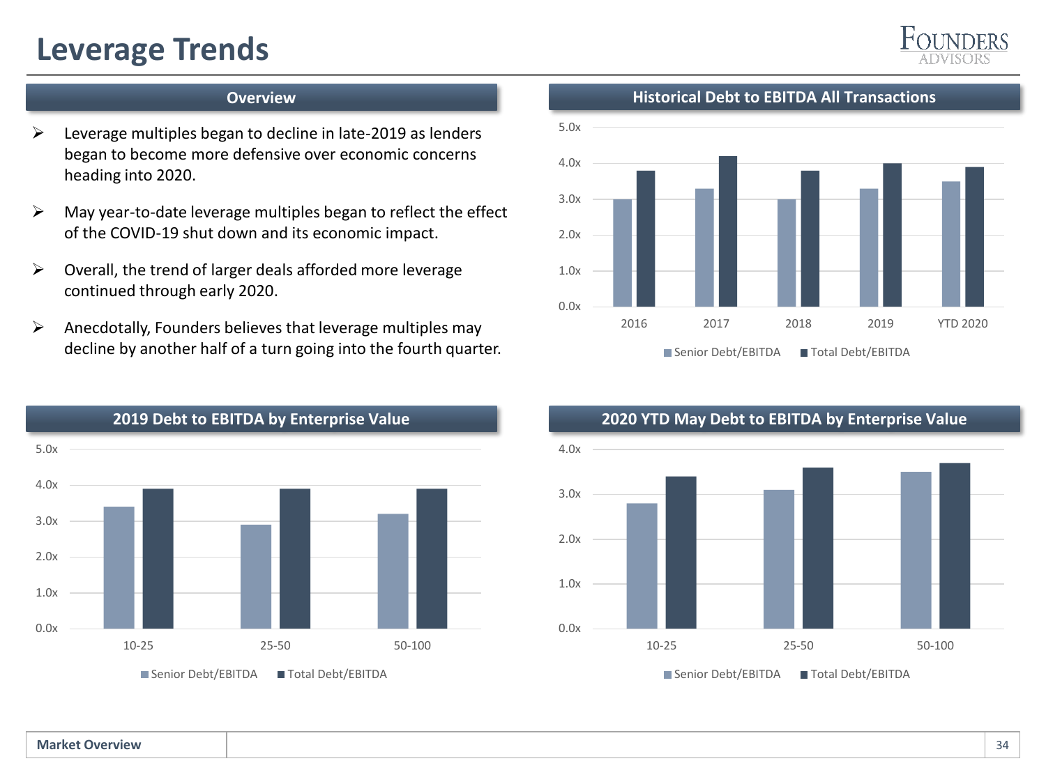# Leverage Trends

## Overview

- Leverage multiples began to decline in late-2019 as lenders began to become more defensive over economic concerns heading into 2020.
- May year-to-date leverage multiples began to reflect the effect of the COVID-19 shut down and its economic impact.
- Overall, the trend of larger deals afforded more leverage continued through early 2020.
- Anecdotally, Founders believes that leverage multiples may decline by another half of a turn going into the fourth quarter.

## Historical Debt to EBITDA All Transactions

| | Senior Debt/EBITDA | Total Debt/EBITDA |
|---|---|---|
| 2016 | 3.0x | 3.8x |
| 2017 | 3.3x | 4.2x |
| 2018 | 3.0x | 3.8x |
| 2019 | 3.3x | 4.0x |
| YTD 2020 | 3.5x | 3.9x |

## 2019 Debt to EBITDA by Enterprise Value

| | Senior Debt/EBITDA | Total Debt/EBITDA |
|---|---|---|
| 10-25 | 3.4x | 3.9x |
| 25-50 | 2.9x | 3.9x |
| 50-100 | 3.2x | 3.9x |

## 2020 YTD May Debt to EBITDA by Enterprise Value

| | Senior Debt/EBITDA | Total Debt/EBITDA |
|---|---|---|
| 10-25 | 2.8x | 3.4x |
| 25-50 | 3.1x | 3.6x |
| 50-100 | 3.5x | 3.7x |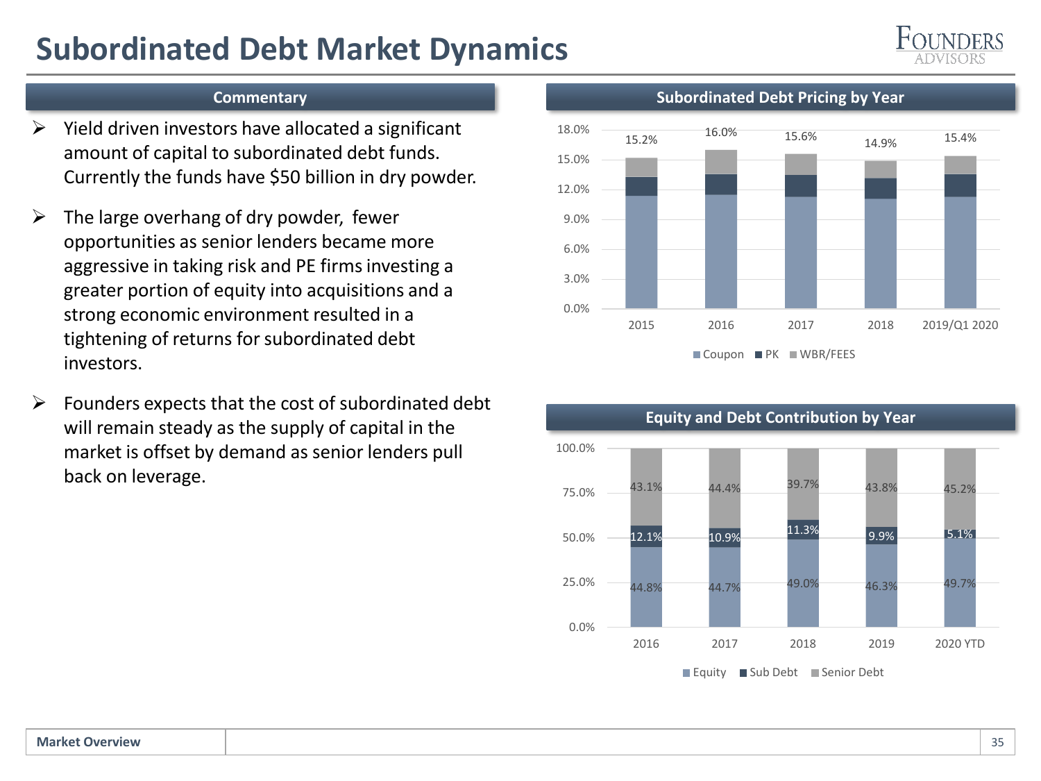# Subordinated Debt Market Dynamics

## Commentary

- Yield driven investors have allocated a significant amount of capital to subordinated debt funds. Currently the funds have $50 billion in dry powder.
- The large overhang of dry powder, fewer opportunities as senior lenders became more aggressive in taking risk and PE firms investing a greater portion of equity into acquisitions and a strong economic environment resulted in a tightening of returns for subordinated debt investors.
- Founders expects that the cost of subordinated debt will remain steady as the supply of capital in the market is offset by demand as senior lenders pull back on leverage.

## Subordinated Debt Pricing by Year

| Year | Total (Coupon + PK + WBR/FEES) |
|---|---|
| 2015 | 15.2% |
| 2016 | 16.0% |
| 2017 | 15.6% |
| 2018 | 14.9% |
| 2019/Q1 2020 | 15.4% |

## Equity and Debt Contribution by Year

| Year | Equity | Sub Debt | Senior Debt |
|---|---|---|---|
| 2016 | 44.8% | 12.1% | 43.1% |
| 2017 | 44.7% | 10.9% | 44.4% |
| 2018 | 49.0% | 11.3% | 39.7% |
| 2019 | 46.3% | 9.9% | 43.8% |
| 2020 YTD | 49.7% | 5.1% | 45.2% |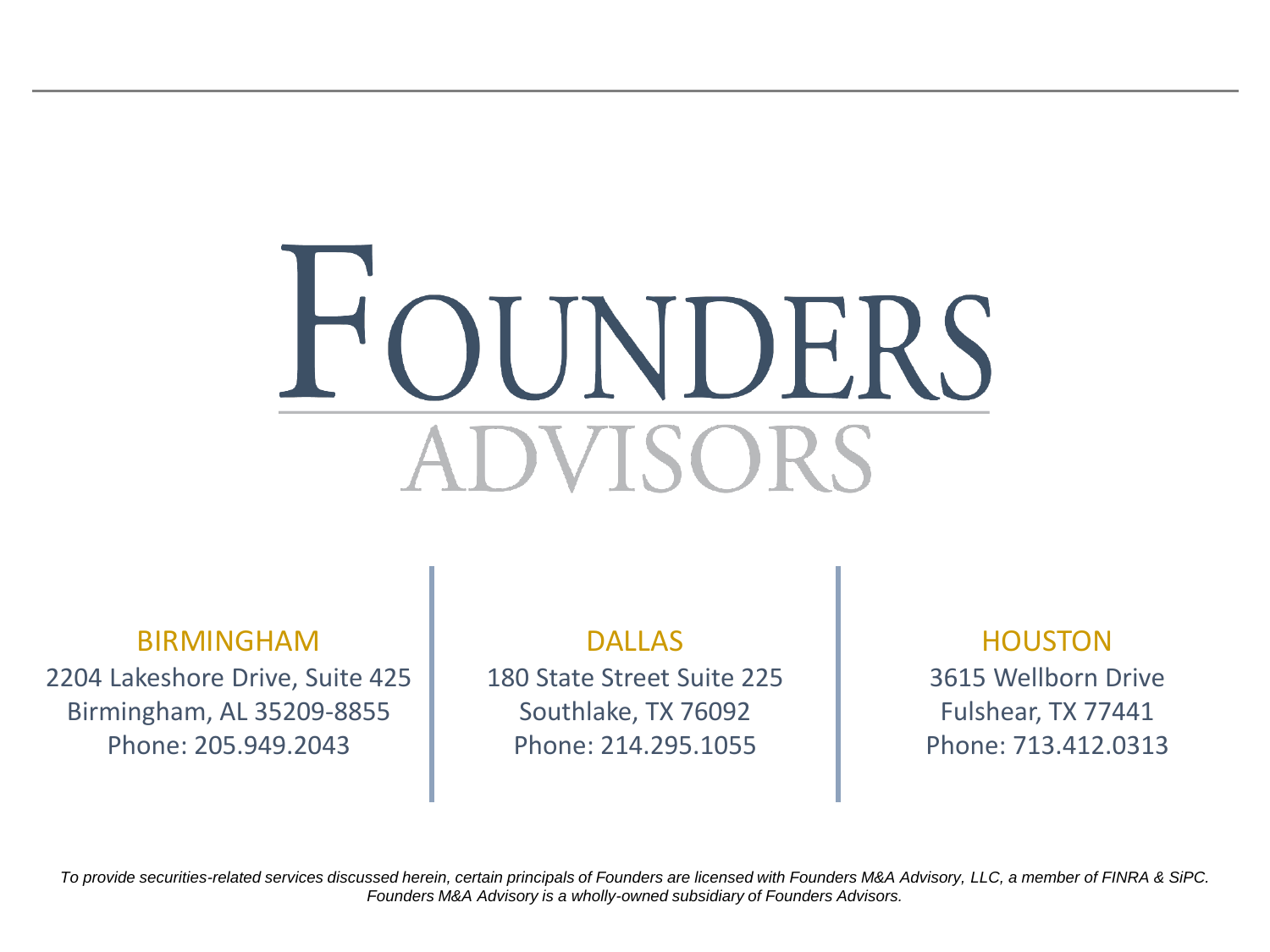# FOUNDERS ADVISORS

**BIRMINGHAM**
2204 Lakeshore Drive, Suite 425
Birmingham, AL 35209-8855
Phone: 205.949.2043

**DALLAS**
180 State Street Suite 225
Southlake, TX 76092
Phone: 214.295.1055

**HOUSTON**
3615 Wellborn Drive
Fulshear, TX 77441
Phone: 713.412.0313

*To provide securities-related services discussed herein, certain principals of Founders are licensed with Founders M&A Advisory, LLC, a member of FINRA & SiPC. Founders M&A Advisory is a wholly-owned subsidiary of Founders Advisors.*